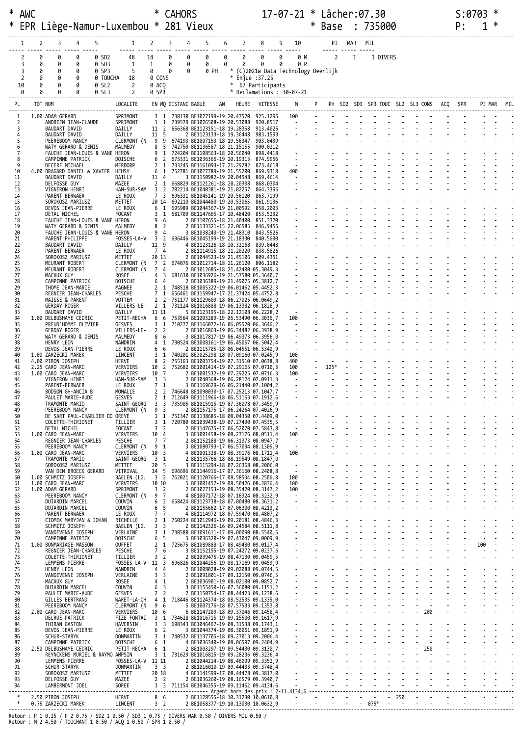```
* AWC                          * CAHORS                    17-07-21 * Lâcher:07.30                 S:0703 *
* EPR Liège-Namur-Luxembou * 281 Vieux                              * Base  : 735000                P:  1 *
-----------------------------------------------------------------------------------------------------------------------------
  1     2     3     4     5          1     2     3     4     5     6     7     8     9    10          PJ  MAR  MIL
----- ----- ----- ----- -----      ----- ----- ----- ----- ----- ----- ----- ----- ----- -----      ----- ----- -----
  2     0     0     0     0 SD2     48    14     0     0     0     0     0     0     0     0 M        2     1     1 DIVERS
  3     0     0     0     0 SD3      1     1     0     0     0     0     0     0     0     0 P
  3     0     0     0     0 SP3      5     0     0     0     0 PH   * (C)2021w Data Technology Deerlijk
  2     0     0     0     0 TOUCHA  18     0 CONS                 * Enjue :37.25
 10     0     0     0     0 SL2      2     0 ACQ                  *  67 Participants
  0     0     0     0     0 SL3      2     0 SPR                  * Reclamations : 30-07-21
-----------------------------------------------------------------------------------------------------------------------------
PL     TOT NOM                      LOCALITE    EN MQ DISTANC BAGUE       AN     HEURE   VITESSE     M     P    PH SD2 SD3 SP3 TOUC SL2 SL3 CONS  ACQ  SPR    PJ MAR  MIL
-----------------------------------------------------------------------------------------------------------------------------
  1   1.00 ADAM GERARD              SPRIMONT     3  1 738130 BE1027199-19 20.47520  925.1295   100
  2        ANDRIEN JEAN-CLAUDE      SPRIMONT     1  1 739579 BE1026508-19 20.53088  920.8517
  3        BAUDART DAVID            DAILLY      11  2 656368 BE1123151-18 19.28358  913.4025
  4        BAUDART DAVID            DAILLY      11  5       2 BE1123133-18 19.36448  903.1593
  5        PEEREBOOM NANCY          CLERMONT (N  9  9 674193 BE1007153-18 19.56347  903.0439
  6        WATY GERARD & DENIS      MALMEDY      8  5 742750 BE1136587-18 21.15155  900.0212
  7        FAUCHE JEAN-LOUIS & VANE HERON        9  1 724204 BE1108563-18 20.56040  898.4418
  8        CAMPINNE PATRICK         DOISCHE      6  2 673331 BE1036366-19 20.19315  874.9956
  9        DECERF MICHAEL           MERDORP      2  1 733245 BE1161093-17 21.29282  873.4618
 10   4.00 BRAGARD DANIEL & XAVIER  HEUSY        6  1 752781 BE1027789-19 21.55200  869.9318   400
 11        BAUDART DAVID            DAILLY      11  4       3 BE1150982-19 20.04548  869.4614
 12        DELFOSSE GUY             MAZEE        2  1 668829 BE1121261-18 20.20308  868.0304
 13        VIGNERON HENRI           HAM-SUR-SAM  3  2 702214 BE1040381-19 21.02257  864.3396
 14        PARENT-BERWAER           LE ROUX      7  3 696331 BE1045141-19 20.56120  863.7199
 15        SOROKOSZ MARIUSZ         METTET      20 14 692210 BE1044480-19 20.53065  861.9136
 16        DEVOS JEAN-PIERRE        LE ROUX      6  1 695989 BE1044367-19 21.00592  858.2003
 17        DETAL MICHEL             FOCANT       3  1 681709 BE1147665-17 20.48420  853.5232
 18        FAUCHE JEAN-LOUIS & VANE HERON        9  6       2 BE1107655-18 21.40400  851.3370
 19        WATY GERARD & DENIS      MALMEDY      8  2       2 BE1133321-15 22.06585  846.9455
 20        FAUCHE JEAN-LOUIS & VANE HERON        9  4       3 BE1038240-19 21.48310  843.5526
 21        PARENT PHILIPPE          FOSSES-LA-V  3  2 696446 BE1045199-19 21.18330  840.5600
 22        BAUDART DAVID            DAILLY      11  9       4 BE1123126-18 20.32168  839.0448
 23        PARENT-BERWAER           LE ROUX      7  4       2 BE1114915-18 21.20220  838.5826
 24        SOROKOSZ MARIUSZ         METTET      20 13       2 BE1044523-19 21.45106  809.4351
 25        MEURANT ROBERT           CLERMONT (N  7  2 674076 BE1012714-18 21.26120  806.1182
 26        MEURANT ROBERT           CLERMONT (N  7  4       2 BE1012685-18 21.42400 05.3049,3
 27        MACAUX GUY               ROSEE        4  3 681630 BE1036926-19 21.57580 05.3640,7
 28        CAMPINNE PATRICK         DOISCHE      6  4       2 BE1036389-19 21.49075 05.3812,7
 29        THOME JEAN-MARIE         MAGNEE       2  1 748518 BE1005322-19 06.01462 05.4452,3
 30        REGNIER JEAN-CHARLES     PESCHE       7  1 656461 BE1159947-17 21.37424 05.4752,8
 31        MAISSE & PARENT          VOTTEM       2  2 751177 BE1129609-18 06.27025 06.0649,2
 32        GERDAY ROGER             VILLERS-LE-  2  1 731124 BE1016888-19 06.13382 06.1828,9
 33        BAUDART DAVID            DAILLY      11 11       5 BE1123195-18 22.12108 06.2228,2
 34   1.00 DELBUSHAYE CEDRIC        PETIT-RECHA  6  6 753564 BE1003289-19 06.53490 06.3036,7   100
 35        PREUD'HOMME OLIVIER      GESVES       3  1 710277 BE1166072-16 06.05520 06.3646,2
 36        GERDAY ROGER             VILLERS-LE-  2  2       2 BE1016863-19 06.34482 06.3938,9
 37        WATY GERARD & DENIS      MALMEDY      8  6       3 BE1017817-19 06.49373 06.3956,0
 38        HENRY LEON               NANDRIN      4  1 730524 BE1008161-19 06.45067 06.5042,4
 39        DEVOS JEAN-PIERRE        LE ROUX      6  6       2 BE1115705-18 06.04551 06.5340,9
 40   1.00 ZARZECKI MAREK           LINCENT      3  1 740201 BE3025298-18 07.09160 07.0245,9   100
 41   4.00 PIRON JOSEPH             HERVE        8  2 755163 BE1003754-19 07.31510 07.0638,8   400
 42   2.25 CARO JEAN-MARC           VERVIERS    10  2 752682 BE1001414-19 07.29165 07.0710,3   100     -  125*
 43   1.00 CARO JEAN-MARC           VERVIERS    10  7       2 BE1001532-19 07.29225 07.0716,3   100
 44        VIGNERON HENRI           HAM-SUR-SAM  3  3       2 BE1040368-19 06.28124 07.0911,3
 45        PARENT-BERWAER           LE ROUX      7  1       3 BE1169629-16 06.21440 07.1004,2
 46        BODSON GH-ANCIA B        MOMALLE      2  2 746648 BE1090030-17 07.25213 07.1047,7
 47        PAULET MARIE-AUDE        GESVES       2  1 712649 BE1111966-18 06.51163 07.1912,6
 48        TRAMONTE MARIO           SAINT-GEORG  3  3 735905 BE1015915-19 07.36078 07.3459,9
 49        PEEREBOOM NANCY          CLERMONT (N  9  3       2 BE1157175-17 06.24264 07.4026,9
 50        DE SART PAUL-CHARLIER DO OREYE        1  1 751347 BE1138685-18 08.04350 07.4409,0
 51        COLETTE-THIRIONET        TILLIER      3  1 720780 BE1039438-19 07.27490 07.4535,5
 52        DETAL MICHEL             FOCANT       3  2       2 BE1147675-17 06.52070 07.5843,8
 53   1.00 CARO JEAN-MARC           VERVIERS    10  4       3 BE1001458-19 08.27176 08.0511,4   100
 54        REGNIER JEAN-CHARLES     PESCHE       7  7       2 BE1152188-19 06.31373 08.0947,7
 55        PEEREBOOM NANCY          CLERMONT (N  9  1       3 BE1080793-17 06.57094 08.1309,9
 56   1.00 CARO JEAN-MARC           VERVIERS    10  3       4 BE1001328-19 08.39176 08.1711,4   100
 57        TRAMONTE MARIO           SAINT-GEORG  3  1       2 BE1135766-18 08.19549 08.1847,0
 58        SOROKOSZ MARIUSZ         METTET      20  5       3 BE1115294-18 07.26368 08.2006,0
 59        VAN DEN BROECK GERARD    VITRIVAL    14  5 696696 BE1144916-17 07.36160 08.2408,8
 60   1.00 SCHMITZ JOSEPH           BAELEN (LG.  3  2 762021 BE1120766-17 08.58534 08.2506,8   100
 61   1.00 CARO JEAN-MARC           VERVIERS    10 10       5 BE1001457-19 08.50426 08.2836,4   100
 62   1.00 ADAM GERARD              SPRIMONT     3  2       2 BE1027153-19 08.35420 08.3147,2   100
 63        PEEREBOOM NANCY          CLERMONT (N  9  7       4 BE1007172-18 07.16324 08.3232,9
 64        DUJARDIN MARCEL          COUVIN       6  2 658424 BE1123738-18 07.00480 08.3631,2
 65        DUJARDIN MARCEL          COUVIN       6  5       2 BE1155662-17 07.06300 08.4213,2
 66        PARENT-BERWAER           LE ROUX      7  7       4 BE1114972-18 07.59470 08.4807,2
 67        CIOMEK MARYJAN & JOHAN   RICHELLE     2  1 760224 BE1012946-19 09.20181 08.4846,3
 68        SCHMITZ JOSEPH           BAELEN (LG.  3  3       2 BE1142326-16 09.24584 08.5111,8
 69        VANDEVENNE JOSEPH        VERLAINE     3  1 738580 BE1091611-17 09.00090 08.5540,5
 70        CAMPINNE PATRICK         DOISCHE      6  5       3 BE1036320-19 07.43047 09.0009,9
 71   1.00 BONMARIAGE-MASSON        OUFFET       2  1 725675 BE1089888-17 08.49480 09.0127,4                                                          100
 72        REGNIER JEAN-CHARLES     PESCHE       7  6       3 BE1152155-19 07.24272 09.0237,6
 73        COLETTE-THIRIONET        TILLIER      3  2       2 BE1039475-19 08.47130 09.0459,5
 74        LEMMENS PIERRE           FOSSES-LA-V 11  3 696826 BE1044256-19 08.17169 09.0459,9
 75        HENRY LEON               NANDRIN      4  4       2 BE1008028-19 09.02088 09.0744,5
 76        VANDEVENNE JOSEPH        VERLAINE     3  3       2 BE1091801-17 09.12150 09.0746,5
 77        MACAUX GUY               ROSEE        4  1       2 BE1036901-19 08.02100 09.0852,7
 78        DUJARDIN MARCEL          COUVIN       6  3       3 BE1155450-16 07.36080 09.1151,2
 79        PAULET MARIE-AUDE        GESVES       2  2       2 BE1150754-17 08.44423 09.1238,6
 80        GILLES BERTRAND          WARET-LA-CH  4  1 718446 BE1124374-18 08.52535 09.1335,0
 81        PEEREBOOM NANCY          CLERMONT (N  9  6       5 BE1007176-18 07.57533 09.1353,8
 82   2.00 CARO JEAN-MARC           VERVIERS    10  6       6 BE1147209-18 09.37046 09.1458,4                                    200
 83        DELRUE PATRICK           FIZE-FONTAI  3  1 734628 BE1016715-19 09.15500 09.1617,9
 84        THIRAN GASTON            HAVERSIN     3  3 698343 BE1046467-19 08.31538 09.1743,1
 85        DEVOS JEAN-PIERRE        LE ROUX      6  2       3 BE1044374-19 08.30061 09.1851,9
 86        SCHUR-STARYK             DONMARTIN    3  1 740532 BE1137705-18 09.27013 09.2006,4
 87        CAMPINNE PATRICK         DOISCHE      6  1       4 BE1036340-19 08.06597 09.2404,9
 88   2.50 DELBUSHAYE CEDRIC        PETIT-RECHA  6  1       2 BE1003297-19 09.54430 09.3130,7                                    250
 89        REYNCKENS MURIEL & RAYMO AMPSIN       3  1 731629 BE1016815-19 09.28236 09.3236,4
 90        LEMMENS PIERRE           FOSSES-LA-V 11 11       2 BE1044214-19 08.46099 09.3352,9
 91        SCHUR-STARYK             DONMARTIN    3  3       2 BE1016010-19 09.44433 09.3748,4
 92        SOROKOSZ MARIUSZ         METTET      20 18       4 BE1141599-17 08.44478 09.3817,0
 93        DELFOSSE GUY             MAZEE        2  2       2 BE1036260-19 08.16579 09.3940,7
 94        LAMBERMONT JOEL          SOREE        3  3 711154 BE1046355-19 09.11462 09.4134,6
-------------------------------------------------------------- Argent hors des prix : 2-11.4134,6 ---------------------------
  *   2.50 PIRON JOSEPH             HERVE        8  6       2 BE1128555-18 10.31230 10.0610,8                           250
  *   0.75 ZARZECKI MAREK           LINCENT      3  2       2 BE1058377-19 10.13030 10.0632,9                     075*
-----------------------------------------------------------------------------------------------------------------------------

Retour : P 1 0.25 / P 2 0.75 / SD2 1 0.50 / SD3 1 0.75 / DIVERS MAR 0.50 / DIVERS MIL 0.50 /
Retour : M 2 4.50 / TOUCHANT 1 0.50 / ACQ 1 0.50 / SPR 1 0.50 /
```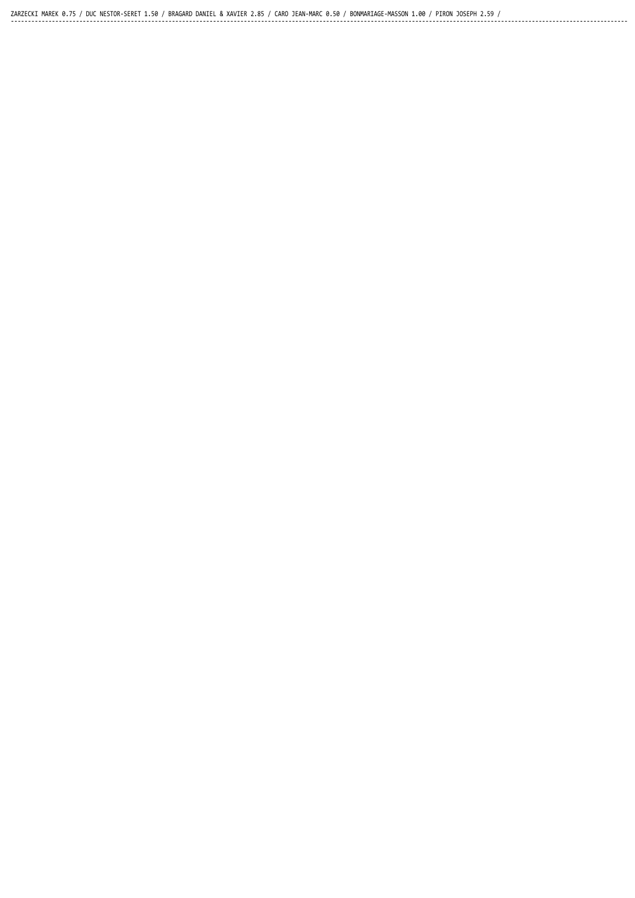ZARZECKI MAREK 0.75 / DUC NESTOR-SERET 1.50 / BRAGARD DANIEL & XAVIER 2.85 / CARO JEAN-MARC 0.50 / BONMARIAGE-MASSON 1.00 / PIRON JOSEPH 2.59 /

---